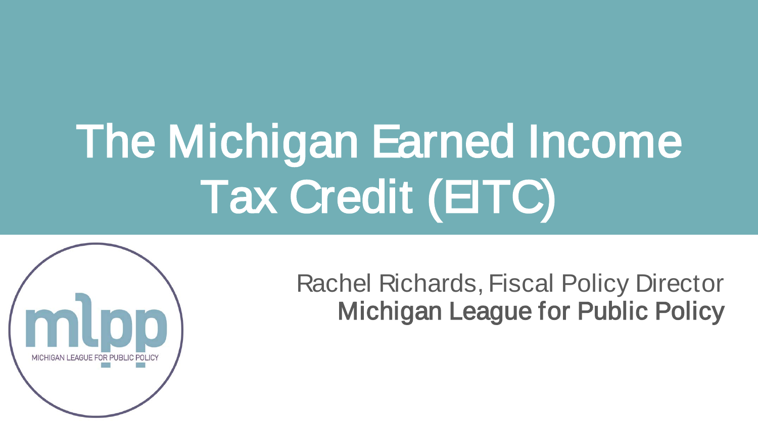# The Michigan Earned Income Tax Credit (EITC)

Rachel Richards, Fiscal Policy Director

**Michigan League for Public Policy**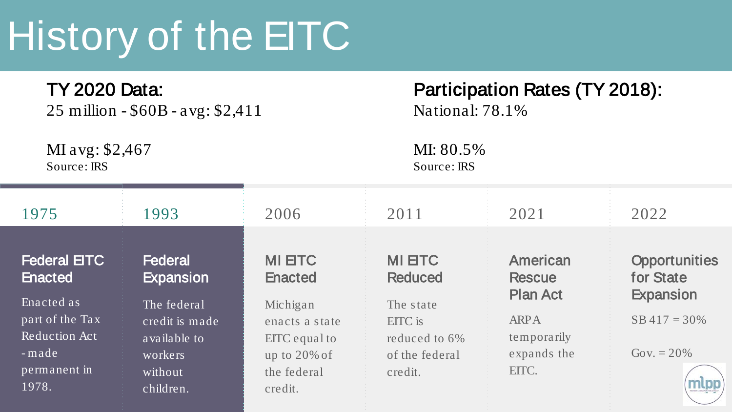# History of the EITC

**TY 2020 Data:**
25 million - $60B - avg: $2,411

MI avg: $2,467
Source: IRS

**Participation Rates (TY 2018):**
National: 78.1%

MI: 80.5%
Source: IRS

### 1975

**Federal EITC Enacted**

Enacted as part of the Tax Reduction Act - made permanent in 1978.

### 1993

**Federal Expansion**

The federal credit is made available to workers without children.

### 2006

**MI EITC Enacted**

Michigan enacts a state EITC equal to up to 20% of the federal credit.

### 2011

**MI EITC Reduced**

The state EITC is reduced to 6% of the federal credit.

### 2021

**American Rescue Plan Act**

ARPA temporarily expands the EITC.

### 2022

**Opportunities for State Expansion**

SB 417 = 30%

Gov. = 20%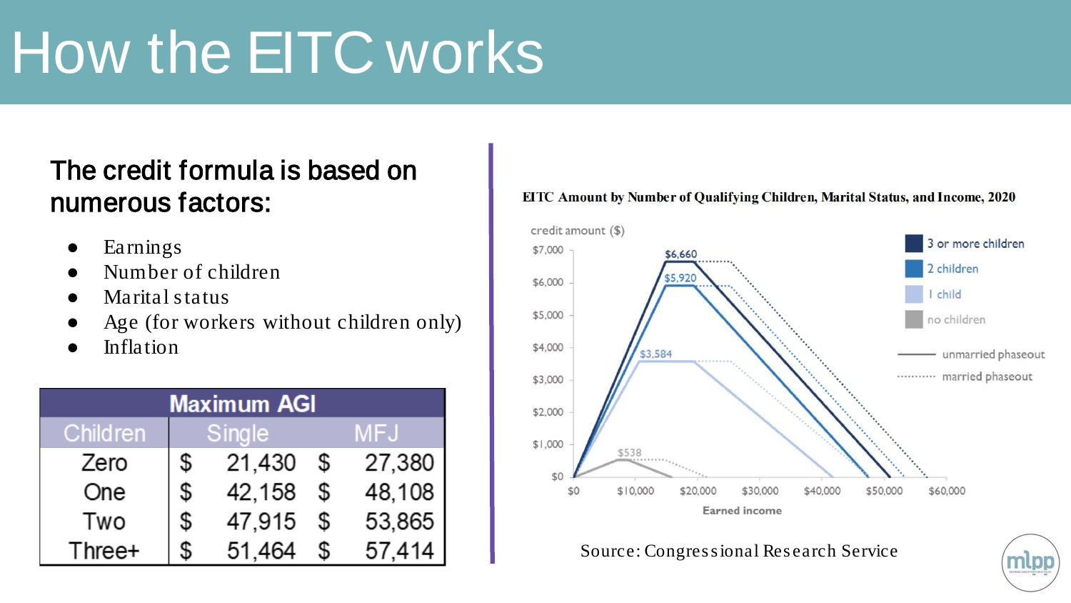# How the EITC works

## The credit formula is based on numerous factors:

- Earnings
- Number of children
- Marital status
- Age (for workers without children only)
- Inflation

| Maximum AGI | | |
|---|---|---|
| Children | Single | MFJ |
| Zero | $ 21,430 | $ 27,380 |
| One | $ 42,158 | $ 48,108 |
| Two | $ 47,915 | $ 53,865 |
| Three+ | $ 51,464 | $ 57,414 |

**EITC Amount by Number of Qualifying Children, Marital Status, and Income, 2020**

credit amount ($)

$7,000
$6,000
$5,000
$4,000
$3,000
$2,000
$1,000
$0

$6,660
$5,920
$3,584
$538

$0 $10,000 $20,000 $30,000 $40,000 $50,000 $60,000

Earned income

3 or more children
2 children
1 child
no children
unmarried phaseout
married phaseout

Source: Congressional Research Service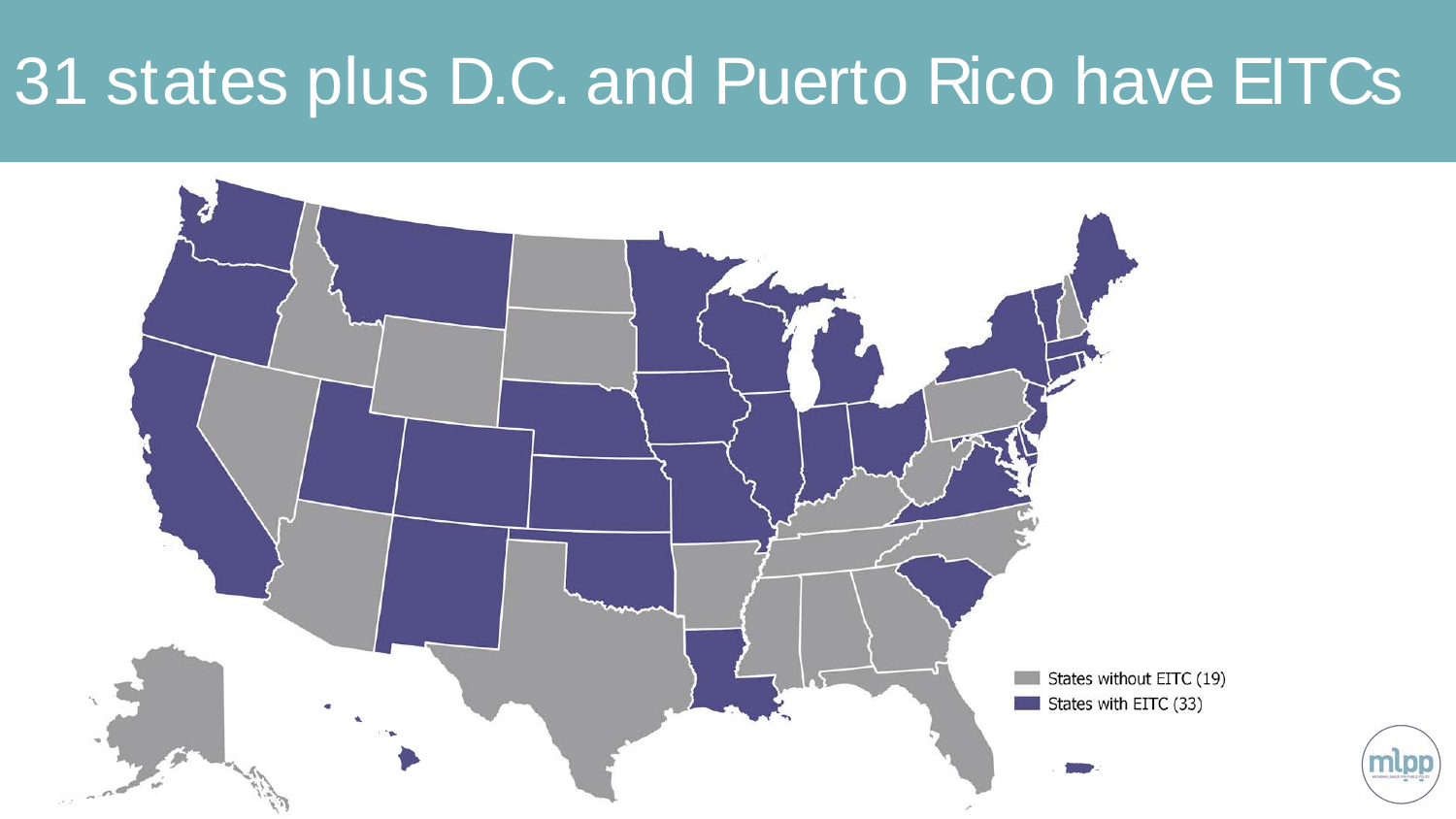# 31 states plus D.C. and Puerto Rico have EITCs

States without EITC (19)

States with EITC (33)

mlpp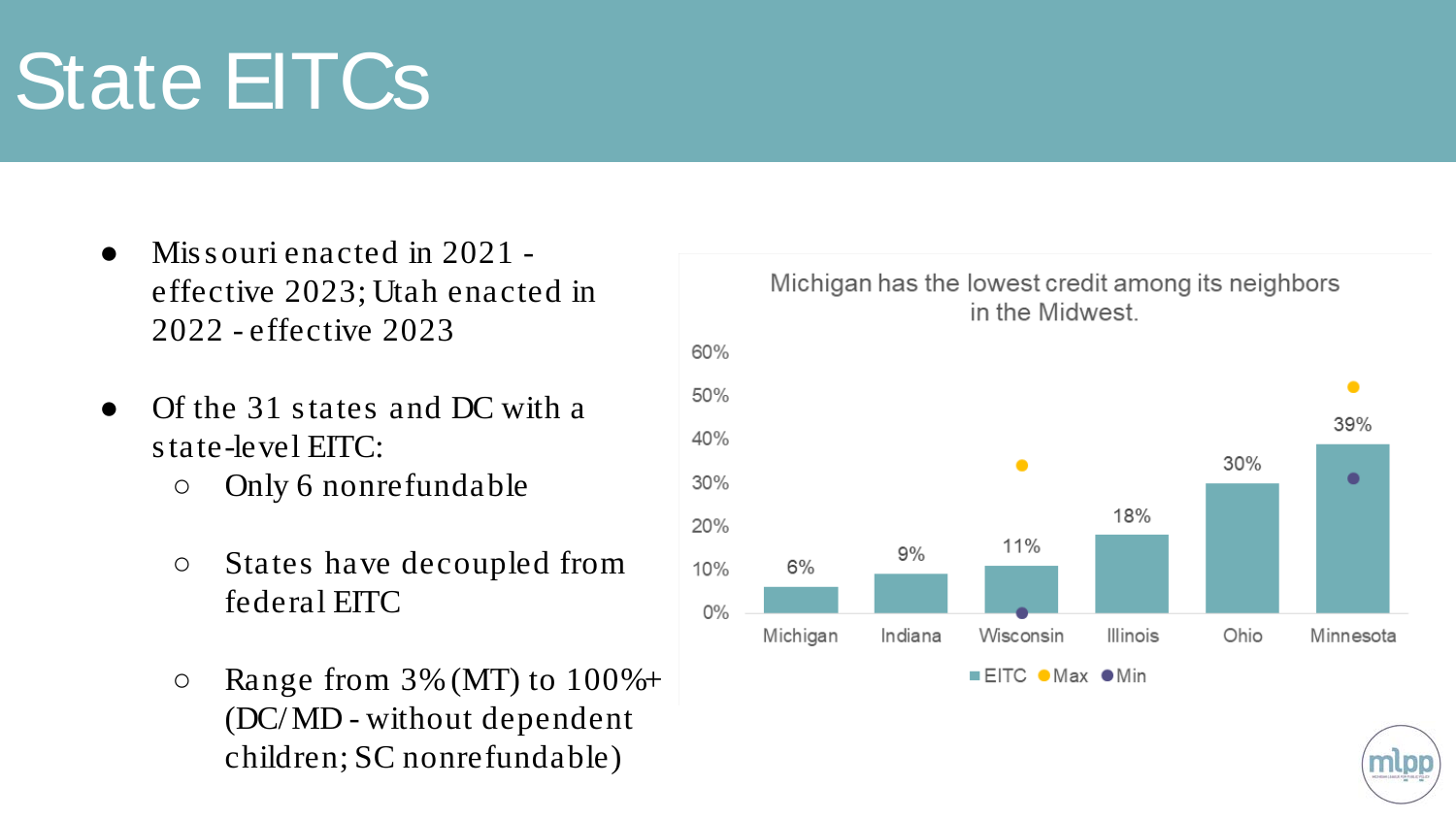# State EITCs

- Missouri enacted in 2021 - effective 2023; Utah enacted in 2022 - effective 2023
- Of the 31 states and DC with a state-level EITC:
  - Only 6 nonrefundable
  - States have decoupled from federal EITC
  - Range from 3% (MT) to 100%+ (DC/MD - without dependent children; SC nonrefundable)

Michigan has the lowest credit among its neighbors in the Midwest.

60%
50%
40%
30%
20%
10%
0%

6%
9%
11%
18%
30%
39%

Michigan
Indiana
Wisconsin
Illinois
Ohio
Minnesota

EITC Max Min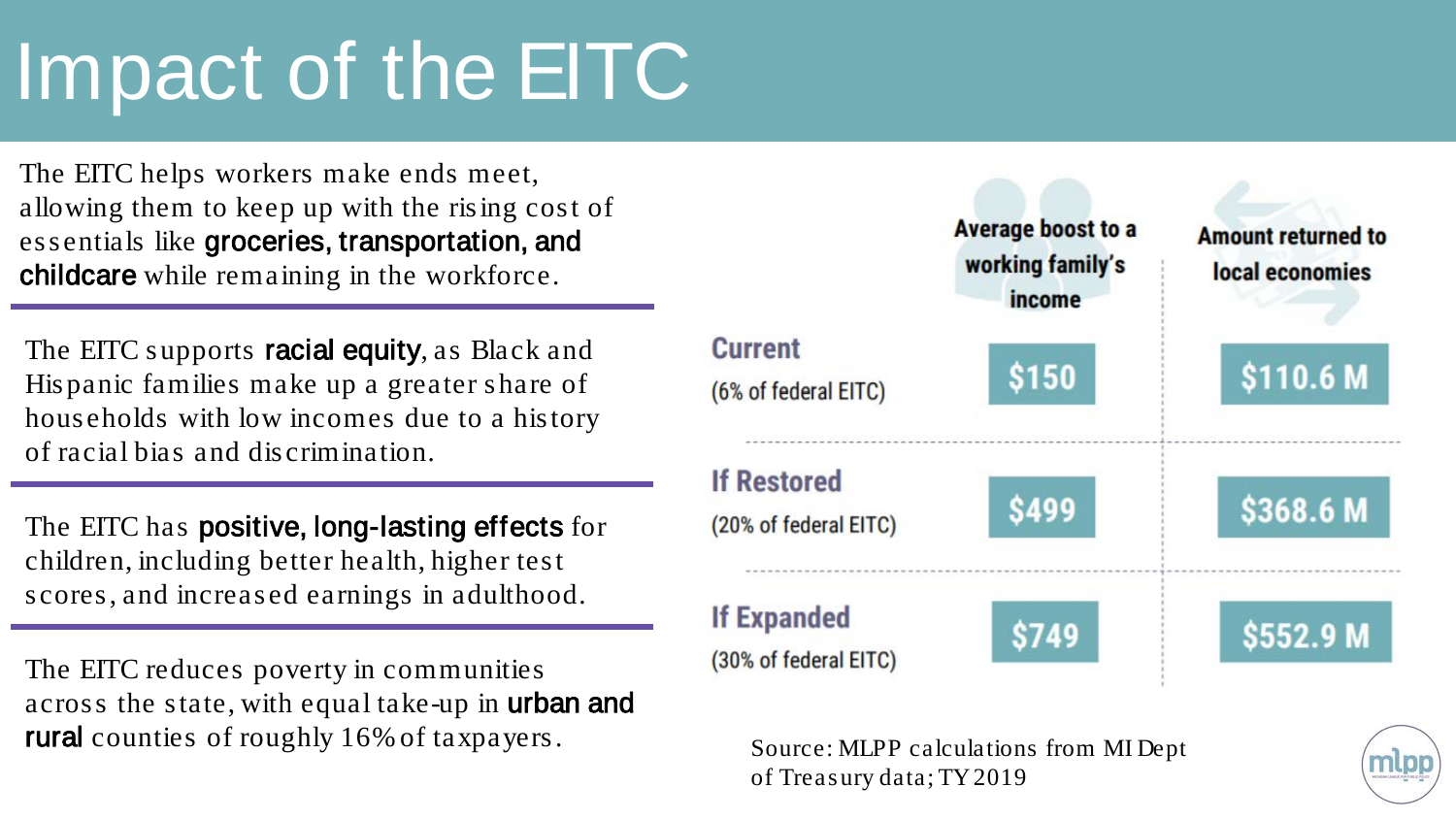# Impact of the EITC

The EITC helps workers make ends meet, allowing them to keep up with the rising cost of essentials like **groceries, transportation, and childcare** while remaining in the workforce.

The EITC supports **racial equity**, as Black and Hispanic families make up a greater share of households with low incomes due to a history of racial bias and discrimination.

The EITC has **positive, long-lasting effects** for children, including better health, higher test scores, and increased earnings in adulthood.

The EITC reduces poverty in communities across the state, with equal take-up in **urban and rural** counties of roughly 16% of taxpayers.

| | Average boost to a working family's income | Amount returned to local economies |
| --- | --- | --- |
| **Current** (6% of federal EITC) | $150 | $110.6 M |
| **If Restored** (20% of federal EITC) | $499 | $368.6 M |
| **If Expanded** (30% of federal EITC) | $749 | $552.9 M |

Source: MLPP calculations from MI Dept of Treasury data; TY 2019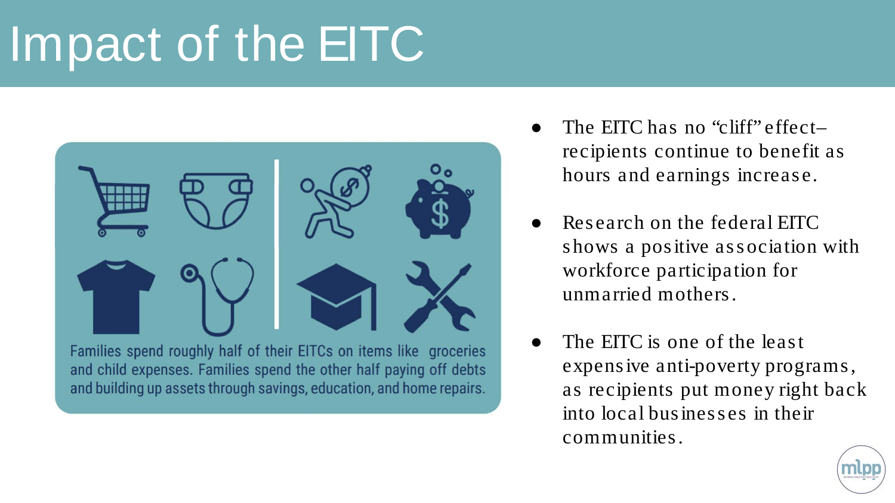# Impact of the EITC

Families spend roughly half of their EITCs on items like groceries and child expenses. Families spend the other half paying off debts and building up assets through savings, education, and home repairs.

- The EITC has no "cliff" effect– recipients continue to benefit as hours and earnings increase.
- Research on the federal EITC shows a positive association with workforce participation for unmarried mothers.
- The EITC is one of the least expensive anti-poverty programs, as recipients put money right back into local businesses in their communities.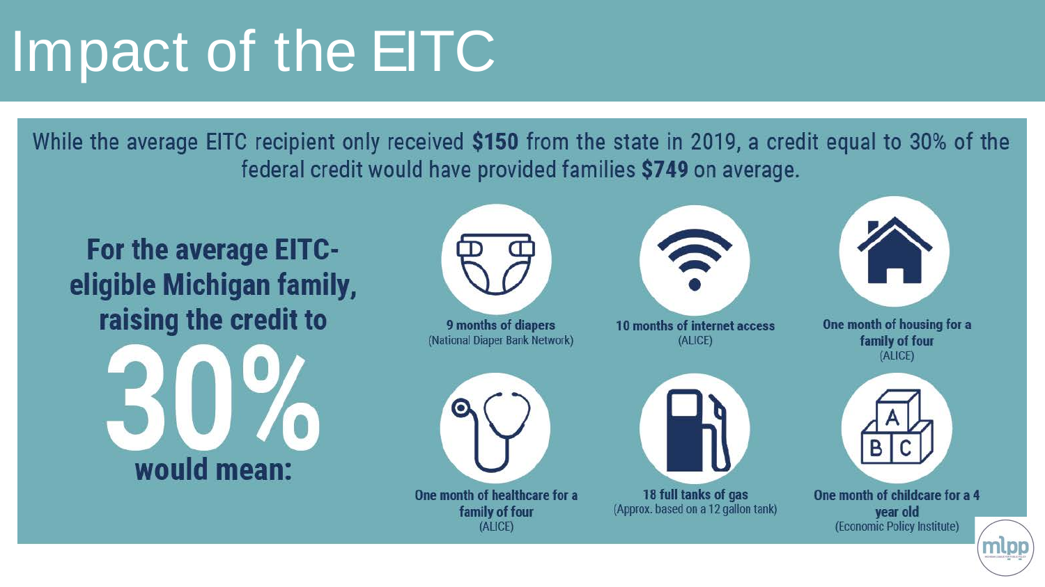# Impact of the EITC

While the average EITC recipient only received **$150** from the state in 2019, a credit equal to 30% of the federal credit would have provided families **$749** on average.

**For the average EITC-eligible Michigan family, raising the credit to 30% would mean:**

- **9 months of diapers** (National Diaper Bank Network)
- **10 months of internet access** (ALICE)
- **One month of housing for a family of four** (ALICE)
- **One month of healthcare for a family of four** (ALICE)
- **18 full tanks of gas** (Approx. based on a 12 gallon tank)
- **One month of childcare for a 4 year old** (Economic Policy Institute)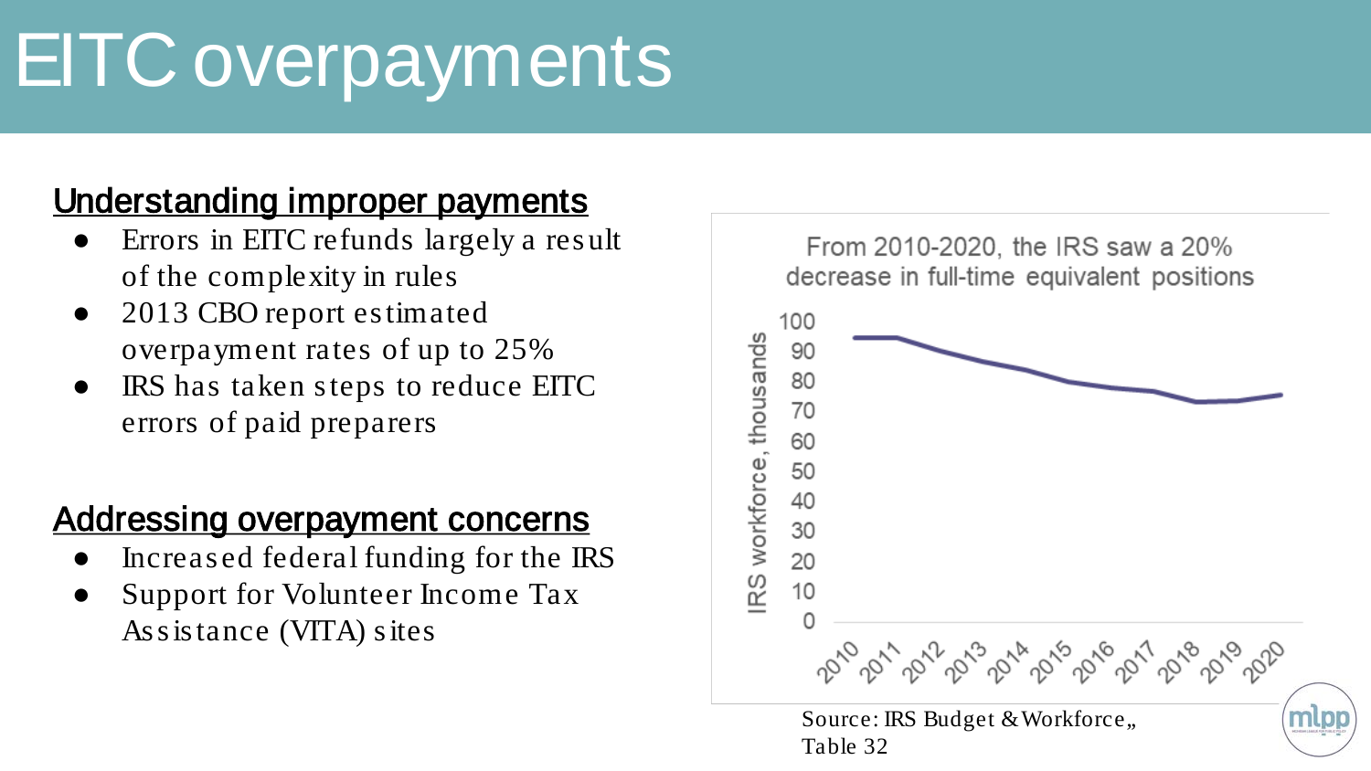# EITC overpayments

## Understanding improper payments

- Errors in EITC refunds largely a result of the complexity in rules
- 2013 CBO report estimated overpayment rates of up to 25%
- IRS has taken steps to reduce EITC errors of paid preparers

## Addressing overpayment concerns

- Increased federal funding for the IRS
- Support for Volunteer Income Tax Assistance (VITA) sites

From 2010-2020, the IRS saw a 20% decrease in full-time equivalent positions

IRS workforce, thousands

100
90
80
70
60
50
40
30
20
10
0

2010 2011 2012 2013 2014 2015 2016 2017 2018 2019 2020

Source: IRS Budget & Workforce,, Table 32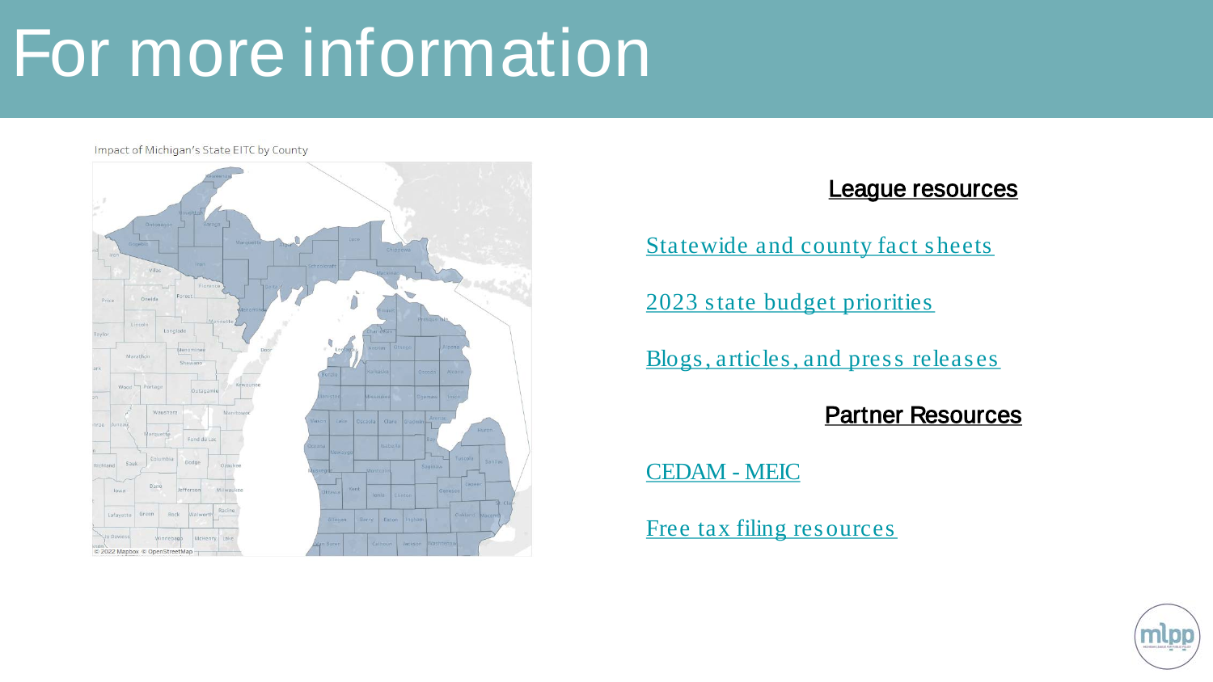# For more information

Impact of Michigan's State EITC by County

© 2022 Mapbox © OpenStreetMap

**League resources**

Statewide and county fact sheets

2023 state budget priorities

Blogs, articles, and press releases

**Partner Resources**

CEDAM - MEIC

Free tax filing resources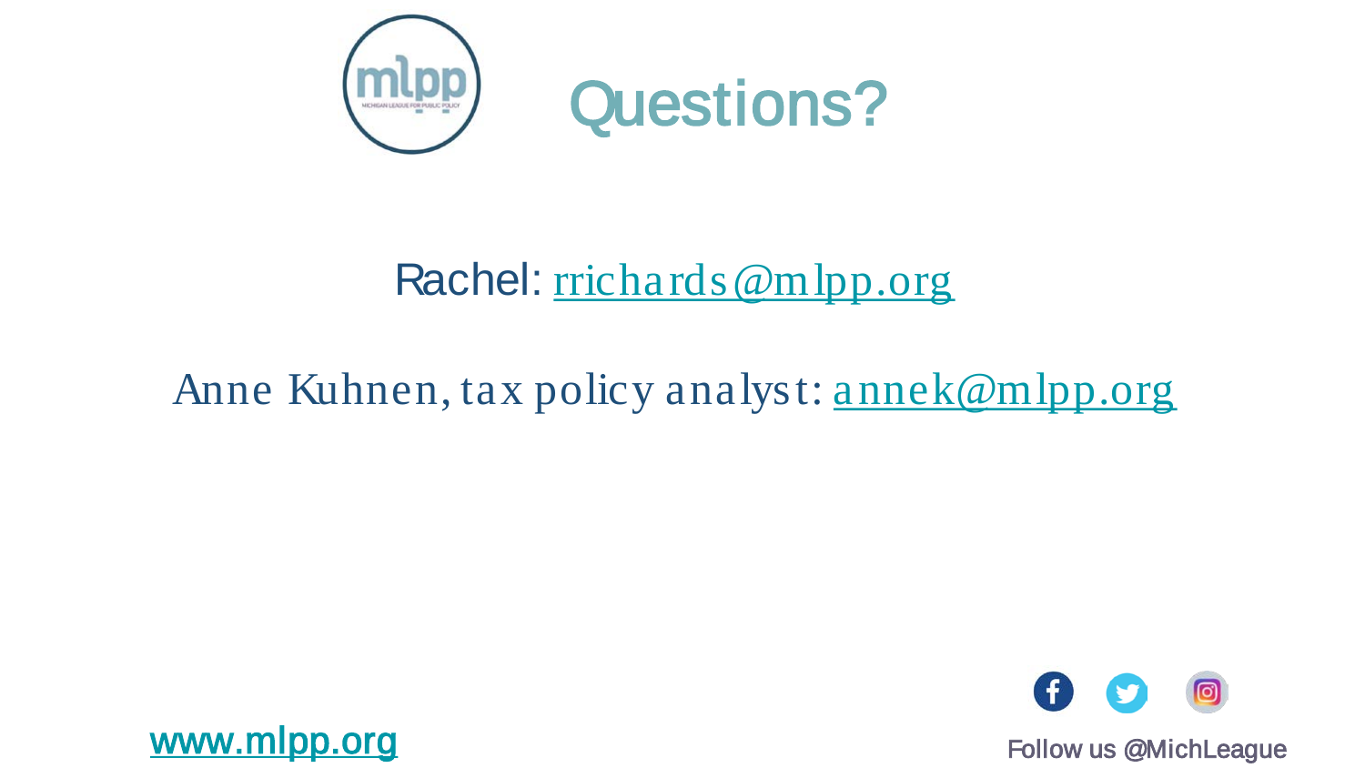# Questions?

Rachel: rrichards@mlpp.org

Anne Kuhnen, tax policy analyst: annek@mlpp.org

www.mlpp.org

Follow us @MichLeague